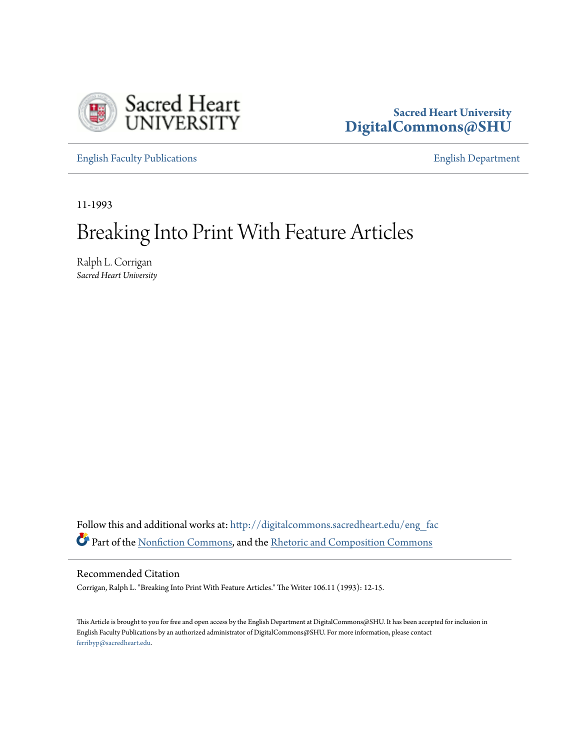Sacred Heart University
DigitalCommons@SHU

English Faculty Publications | English Department

11-1993

# Breaking Into Print With Feature Articles

Ralph L. Corrigan
*Sacred Heart University*

Follow this and additional works at: http://digitalcommons.sacredheart.edu/eng_fac
Part of the Nonfiction Commons, and the Rhetoric and Composition Commons

## Recommended Citation

Corrigan, Ralph L. "Breaking Into Print With Feature Articles." The Writer 106.11 (1993): 12-15.

This Article is brought to you for free and open access by the English Department at DigitalCommons@SHU. It has been accepted for inclusion in English Faculty Publications by an authorized administrator of DigitalCommons@SHU. For more information, please contact ferribyp@sacredheart.edu.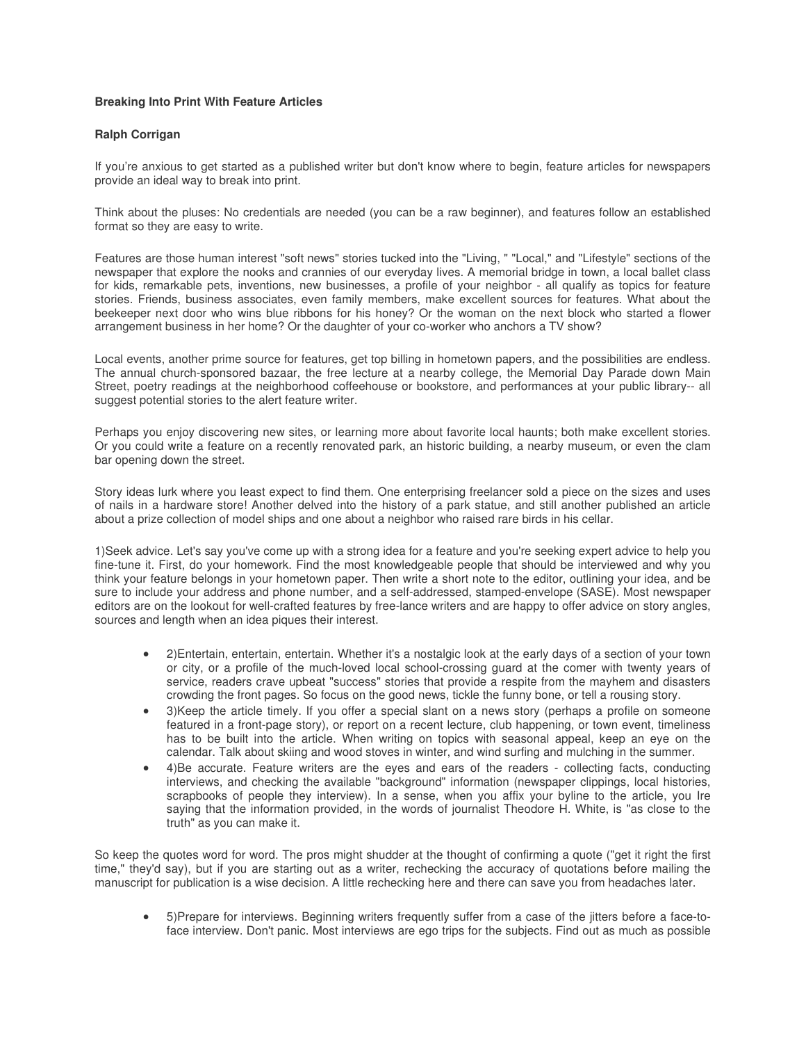**Breaking Into Print With Feature Articles**

**Ralph Corrigan**

If you're anxious to get started as a published writer but don't know where to begin, feature articles for newspapers provide an ideal way to break into print.

Think about the pluses: No credentials are needed (you can be a raw beginner), and features follow an established format so they are easy to write.

Features are those human interest "soft news" stories tucked into the "Living, " "Local," and "Lifestyle" sections of the newspaper that explore the nooks and crannies of our everyday lives. A memorial bridge in town, a local ballet class for kids, remarkable pets, inventions, new businesses, a profile of your neighbor - all qualify as topics for feature stories. Friends, business associates, even family members, make excellent sources for features. What about the beekeeper next door who wins blue ribbons for his honey? Or the woman on the next block who started a flower arrangement business in her home? Or the daughter of your co-worker who anchors a TV show?

Local events, another prime source for features, get top billing in hometown papers, and the possibilities are endless. The annual church-sponsored bazaar, the free lecture at a nearby college, the Memorial Day Parade down Main Street, poetry readings at the neighborhood coffeehouse or bookstore, and performances at your public library-- all suggest potential stories to the alert feature writer.

Perhaps you enjoy discovering new sites, or learning more about favorite local haunts; both make excellent stories. Or you could write a feature on a recently renovated park, an historic building, a nearby museum, or even the clam bar opening down the street.

Story ideas lurk where you least expect to find them. One enterprising freelancer sold a piece on the sizes and uses of nails in a hardware store! Another delved into the history of a park statue, and still another published an article about a prize collection of model ships and one about a neighbor who raised rare birds in his cellar.

1)Seek advice. Let's say you've come up with a strong idea for a feature and you're seeking expert advice to help you fine-tune it. First, do your homework. Find the most knowledgeable people that should be interviewed and why you think your feature belongs in your hometown paper. Then write a short note to the editor, outlining your idea, and be sure to include your address and phone number, and a self-addressed, stamped-envelope (SASE). Most newspaper editors are on the lookout for well-crafted features by free-lance writers and are happy to offer advice on story angles, sources and length when an idea piques their interest.

- 2)Entertain, entertain, entertain. Whether it's a nostalgic look at the early days of a section of your town or city, or a profile of the much-loved local school-crossing guard at the comer with twenty years of service, readers crave upbeat "success" stories that provide a respite from the mayhem and disasters crowding the front pages. So focus on the good news, tickle the funny bone, or tell a rousing story.
- 3)Keep the article timely. If you offer a special slant on a news story (perhaps a profile on someone featured in a front-page story), or report on a recent lecture, club happening, or town event, timeliness has to be built into the article. When writing on topics with seasonal appeal, keep an eye on the calendar. Talk about skiing and wood stoves in winter, and wind surfing and mulching in the summer.
- 4)Be accurate. Feature writers are the eyes and ears of the readers - collecting facts, conducting interviews, and checking the available "background" information (newspaper clippings, local histories, scrapbooks of people they interview). In a sense, when you affix your byline to the article, you Ire saying that the information provided, in the words of journalist Theodore H. White, is "as close to the truth" as you can make it.

So keep the quotes word for word. The pros might shudder at the thought of confirming a quote ("get it right the first time," they'd say), but if you are starting out as a writer, rechecking the accuracy of quotations before mailing the manuscript for publication is a wise decision. A little rechecking here and there can save you from headaches later.

- 5)Prepare for interviews. Beginning writers frequently suffer from a case of the jitters before a face-to-face interview. Don't panic. Most interviews are ego trips for the subjects. Find out as much as possible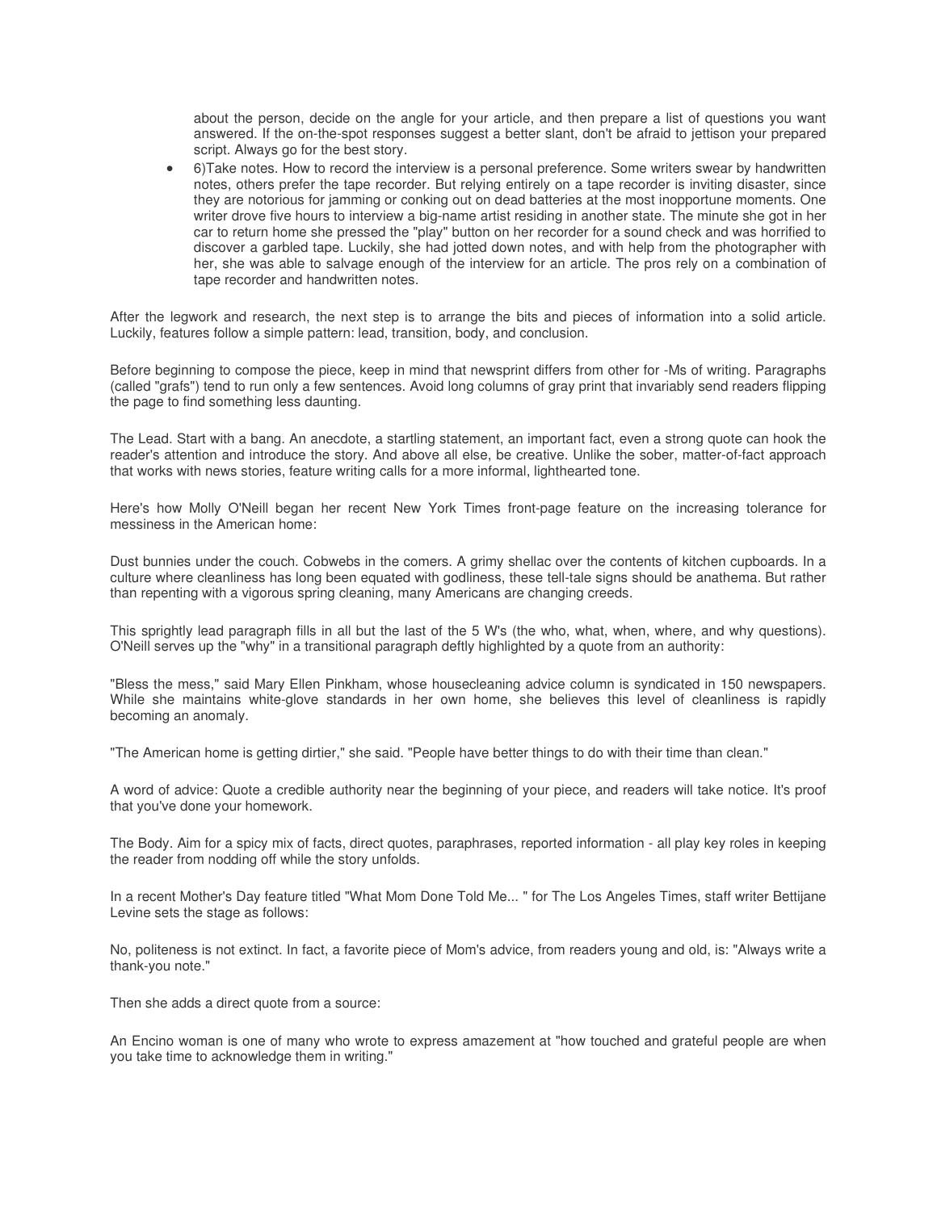about the person, decide on the angle for your article, and then prepare a list of questions you want answered. If the on-the-spot responses suggest a better slant, don't be afraid to jettison your prepared script. Always go for the best story.

- 6)Take notes. How to record the interview is a personal preference. Some writers swear by handwritten notes, others prefer the tape recorder. But relying entirely on a tape recorder is inviting disaster, since they are notorious for jamming or conking out on dead batteries at the most inopportune moments. One writer drove five hours to interview a big-name artist residing in another state. The minute she got in her car to return home she pressed the "play" button on her recorder for a sound check and was horrified to discover a garbled tape. Luckily, she had jotted down notes, and with help from the photographer with her, she was able to salvage enough of the interview for an article. The pros rely on a combination of tape recorder and handwritten notes.

After the legwork and research, the next step is to arrange the bits and pieces of information into a solid article. Luckily, features follow a simple pattern: lead, transition, body, and conclusion.

Before beginning to compose the piece, keep in mind that newsprint differs from other for -Ms of writing. Paragraphs (called "grafs") tend to run only a few sentences. Avoid long columns of gray print that invariably send readers flipping the page to find something less daunting.

The Lead. Start with a bang. An anecdote, a startling statement, an important fact, even a strong quote can hook the reader's attention and introduce the story. And above all else, be creative. Unlike the sober, matter-of-fact approach that works with news stories, feature writing calls for a more informal, lighthearted tone.

Here's how Molly O'Neill began her recent New York Times front-page feature on the increasing tolerance for messiness in the American home:

Dust bunnies under the couch. Cobwebs in the comers. A grimy shellac over the contents of kitchen cupboards. In a culture where cleanliness has long been equated with godliness, these tell-tale signs should be anathema. But rather than repenting with a vigorous spring cleaning, many Americans are changing creeds.

This sprightly lead paragraph fills in all but the last of the 5 W's (the who, what, when, where, and why questions). O'Neill serves up the "why" in a transitional paragraph deftly highlighted by a quote from an authority:

"Bless the mess," said Mary Ellen Pinkham, whose housecleaning advice column is syndicated in 150 newspapers. While she maintains white-glove standards in her own home, she believes this level of cleanliness is rapidly becoming an anomaly.

"The American home is getting dirtier," she said. "People have better things to do with their time than clean."

A word of advice: Quote a credible authority near the beginning of your piece, and readers will take notice. It's proof that you've done your homework.

The Body. Aim for a spicy mix of facts, direct quotes, paraphrases, reported information - all play key roles in keeping the reader from nodding off while the story unfolds.

In a recent Mother's Day feature titled "What Mom Done Told Me... " for The Los Angeles Times, staff writer Bettijane Levine sets the stage as follows:

No, politeness is not extinct. In fact, a favorite piece of Mom's advice, from readers young and old, is: "Always write a thank-you note."

Then she adds a direct quote from a source:

An Encino woman is one of many who wrote to express amazement at "how touched and grateful people are when you take time to acknowledge them in writing."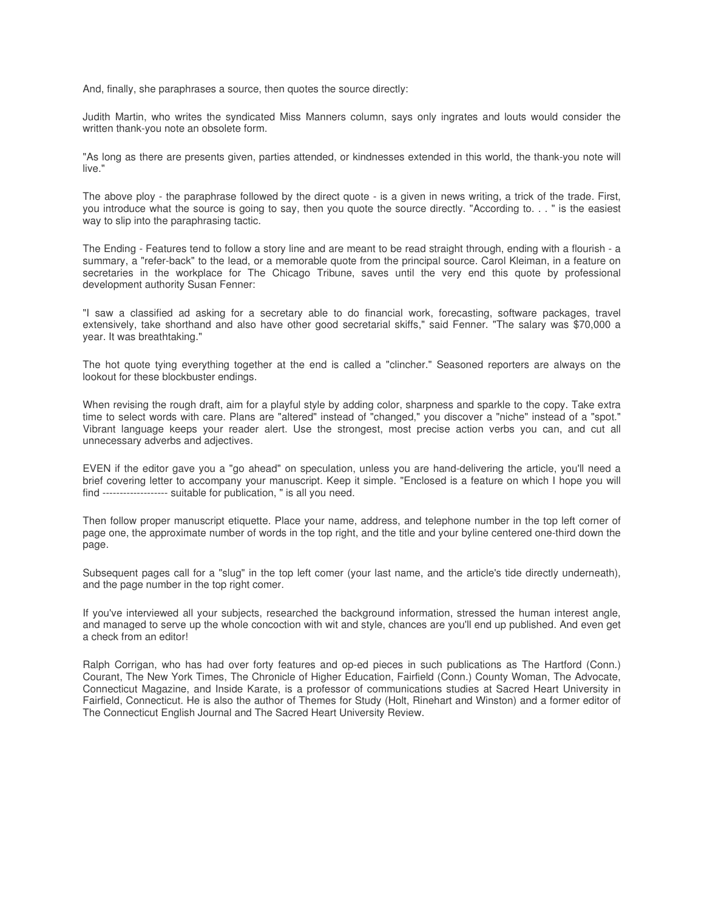And, finally, she paraphrases a source, then quotes the source directly:

Judith Martin, who writes the syndicated Miss Manners column, says only ingrates and louts would consider the written thank-you note an obsolete form.

"As long as there are presents given, parties attended, or kindnesses extended in this world, the thank-you note will live."

The above ploy - the paraphrase followed by the direct quote - is a given in news writing, a trick of the trade. First, you introduce what the source is going to say, then you quote the source directly. "According to. . . " is the easiest way to slip into the paraphrasing tactic.

The Ending - Features tend to follow a story line and are meant to be read straight through, ending with a flourish - a summary, a "refer-back" to the lead, or a memorable quote from the principal source. Carol Kleiman, in a feature on secretaries in the workplace for The Chicago Tribune, saves until the very end this quote by professional development authority Susan Fenner:

"I saw a classified ad asking for a secretary able to do financial work, forecasting, software packages, travel extensively, take shorthand and also have other good secretarial skiffs," said Fenner. "The salary was $70,000 a year. It was breathtaking."

The hot quote tying everything together at the end is called a "clincher." Seasoned reporters are always on the lookout for these blockbuster endings.

When revising the rough draft, aim for a playful style by adding color, sharpness and sparkle to the copy. Take extra time to select words with care. Plans are "altered" instead of "changed," you discover a "niche" instead of a "spot." Vibrant language keeps your reader alert. Use the strongest, most precise action verbs you can, and cut all unnecessary adverbs and adjectives.

EVEN if the editor gave you a "go ahead" on speculation, unless you are hand-delivering the article, you'll need a brief covering letter to accompany your manuscript. Keep it simple. "Enclosed is a feature on which I hope you will find ------------------- suitable for publication, " is all you need.

Then follow proper manuscript etiquette. Place your name, address, and telephone number in the top left corner of page one, the approximate number of words in the top right, and the title and your byline centered one-third down the page.

Subsequent pages call for a "slug" in the top left comer (your last name, and the article's tide directly underneath), and the page number in the top right comer.

If you've interviewed all your subjects, researched the background information, stressed the human interest angle, and managed to serve up the whole concoction with wit and style, chances are you'll end up published. And even get a check from an editor!

Ralph Corrigan, who has had over forty features and op-ed pieces in such publications as The Hartford (Conn.) Courant, The New York Times, The Chronicle of Higher Education, Fairfield (Conn.) County Woman, The Advocate, Connecticut Magazine, and Inside Karate, is a professor of communications studies at Sacred Heart University in Fairfield, Connecticut. He is also the author of Themes for Study (Holt, Rinehart and Winston) and a former editor of The Connecticut English Journal and The Sacred Heart University Review.